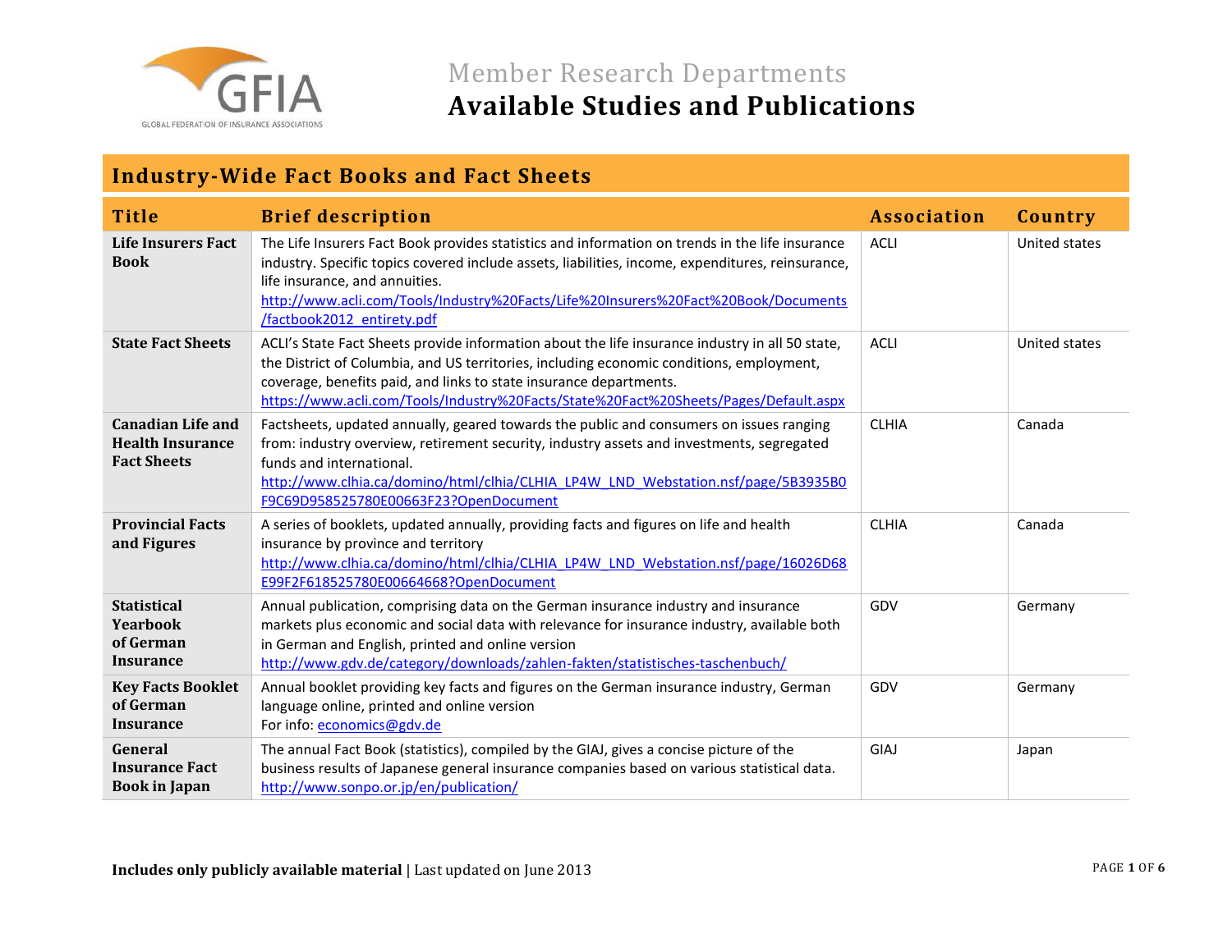# Member Research Departments

# Available Studies and Publications

## Industry-Wide Fact Books and Fact Sheets

| Title | Brief description | Association | Country |
|---|---|---|---|
| **Life Insurers Fact Book** | The Life Insurers Fact Book provides statistics and information on trends in the life insurance industry. Specific topics covered include assets, liabilities, income, expenditures, reinsurance, life insurance, and annuities. http://www.acli.com/Tools/Industry%20Facts/Life%20Insurers%20Fact%20Book/Documents/factbook2012_entirety.pdf | ACLI | United states |
| **State Fact Sheets** | ACLI's State Fact Sheets provide information about the life insurance industry in all 50 state, the District of Columbia, and US territories, including economic conditions, employment, coverage, benefits paid, and links to state insurance departments. https://www.acli.com/Tools/Industry%20Facts/State%20Fact%20Sheets/Pages/Default.aspx | ACLI | United states |
| **Canadian Life and Health Insurance Fact Sheets** | Factsheets, updated annually, geared towards the public and consumers on issues ranging from: industry overview, retirement security, industry assets and investments, segregated funds and international. http://www.clhia.ca/domino/html/clhia/CLHIA_LP4W_LND_Webstation.nsf/page/5B3935B0F9C69D958525780E00663F23?OpenDocument | CLHIA | Canada |
| **Provincial Facts and Figures** | A series of booklets, updated annually, providing facts and figures on life and health insurance by province and territory http://www.clhia.ca/domino/html/clhia/CLHIA_LP4W_LND_Webstation.nsf/page/16026D68E99F2F618525780E00664668?OpenDocument | CLHIA | Canada |
| **Statistical Yearbook of German Insurance** | Annual publication, comprising data on the German insurance industry and insurance markets plus economic and social data with relevance for insurance industry, available both in German and English, printed and online version http://www.gdv.de/category/downloads/zahlen-fakten/statistisches-taschenbuch/ | GDV | Germany |
| **Key Facts Booklet of German Insurance** | Annual booklet providing key facts and figures on the German insurance industry, German language online, printed and online version For info: economics@gdv.de | GDV | Germany |
| **General Insurance Fact Book in Japan** | The annual Fact Book (statistics), compiled by the GIAJ, gives a concise picture of the business results of Japanese general insurance companies based on various statistical data. http://www.sonpo.or.jp/en/publication/ | GIAJ | Japan |

**Includes only publicly available material** | Last updated on June 2013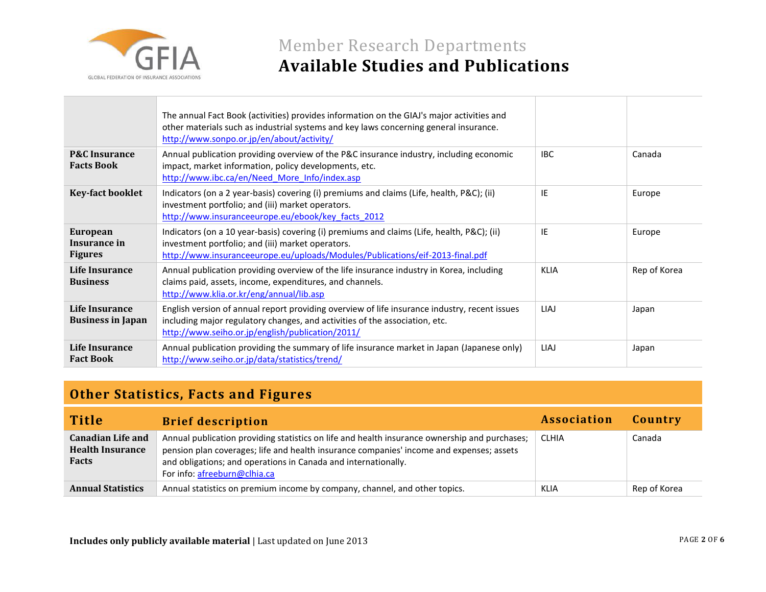# Member Research Departments
## Available Studies and Publications

| | | | |
|---|---|---|---|
| | The annual Fact Book (activities) provides information on the GIAJ's major activities and other materials such as industrial systems and key laws concerning general insurance. http://www.sonpo.or.jp/en/about/activity/ | | |
| **P&C Insurance Facts Book** | Annual publication providing overview of the P&C insurance industry, including economic impact, market information, policy developments, etc. http://www.ibc.ca/en/Need_More_Info/index.asp | IBC | Canada |
| **Key-fact booklet** | Indicators (on a 2 year-basis) covering (i) premiums and claims (Life, health, P&C); (ii) investment portfolio; and (iii) market operators. http://www.insuranceeurope.eu/ebook/key_facts_2012 | IE | Europe |
| **European Insurance in Figures** | Indicators (on a 10 year-basis) covering (i) premiums and claims (Life, health, P&C); (ii) investment portfolio; and (iii) market operators. http://www.insuranceeurope.eu/uploads/Modules/Publications/eif-2013-final.pdf | IE | Europe |
| **Life Insurance Business** | Annual publication providing overview of the life insurance industry in Korea, including claims paid, assets, income, expenditures, and channels. http://www.klia.or.kr/eng/annual/lib.asp | KLIA | Rep of Korea |
| **Life Insurance Business in Japan** | English version of annual report providing overview of life insurance industry, recent issues including major regulatory changes, and activities of the association, etc. http://www.seiho.or.jp/english/publication/2011/ | LIAJ | Japan |
| **Life Insurance Fact Book** | Annual publication providing the summary of life insurance market in Japan (Japanese only) http://www.seiho.or.jp/data/statistics/trend/ | LIAJ | Japan |

## Other Statistics, Facts and Figures

| Title | Brief description | Association | Country |
|---|---|---|---|
| **Canadian Life and Health Insurance Facts** | Annual publication providing statistics on life and health insurance ownership and purchases; pension plan coverages; life and health insurance companies' income and expenses; assets and obligations; and operations in Canada and internationally. For info: afreeburn@clhia.ca | CLHIA | Canada |
| **Annual Statistics** | Annual statistics on premium income by company, channel, and other topics. | KLIA | Rep of Korea |

**Includes only publicly available material** | Last updated on June 2013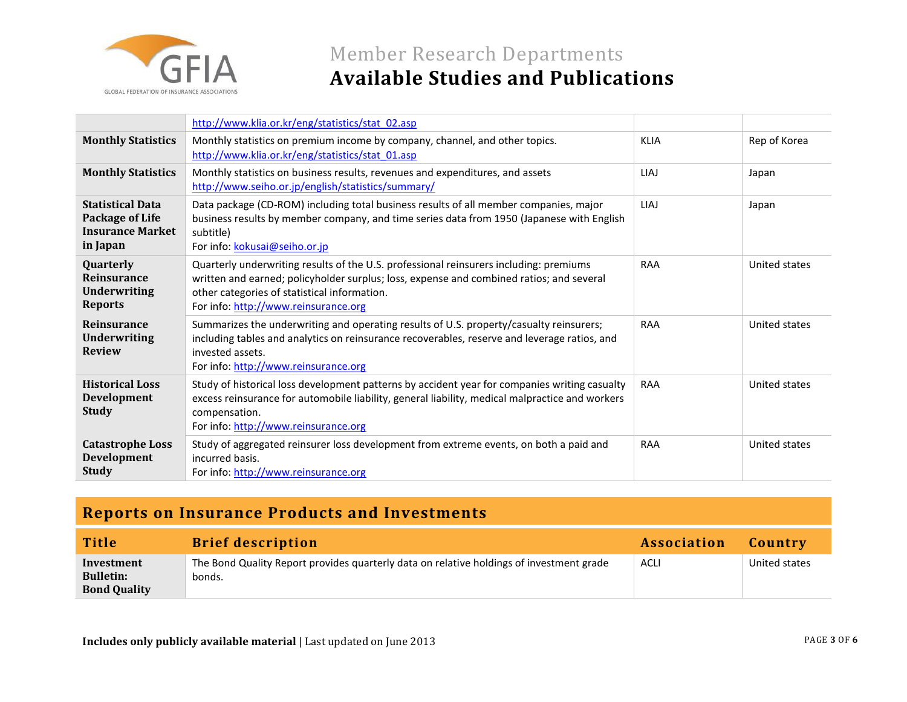| | | | |
|---|---|---|---|
| | http://www.klia.or.kr/eng/statistics/stat_02.asp | | |
| **Monthly Statistics** | Monthly statistics on premium income by company, channel, and other topics. http://www.klia.or.kr/eng/statistics/stat_01.asp | KLIA | Rep of Korea |
| **Monthly Statistics** | Monthly statistics on business results, revenues and expenditures, and assets http://www.seiho.or.jp/english/statistics/summary/ | LIAJ | Japan |
| **Statistical Data Package of Life Insurance Market in Japan** | Data package (CD-ROM) including total business results of all member companies, major business results by member company, and time series data from 1950 (Japanese with English subtitle) For info: kokusai@seiho.or.jp | LIAJ | Japan |
| **Quarterly Reinsurance Underwriting Reports** | Quarterly underwriting results of the U.S. professional reinsurers including: premiums written and earned; policyholder surplus; loss, expense and combined ratios; and several other categories of statistical information. For info: http://www.reinsurance.org | RAA | United states |
| **Reinsurance Underwriting Review** | Summarizes the underwriting and operating results of U.S. property/casualty reinsurers; including tables and analytics on reinsurance recoverables, reserve and leverage ratios, and invested assets. For info: http://www.reinsurance.org | RAA | United states |
| **Historical Loss Development Study** | Study of historical loss development patterns by accident year for companies writing casualty excess reinsurance for automobile liability, general liability, medical malpractice and workers compensation. For info: http://www.reinsurance.org | RAA | United states |
| **Catastrophe Loss Development Study** | Study of aggregated reinsurer loss development from extreme events, on both a paid and incurred basis. For info: http://www.reinsurance.org | RAA | United states |

## Reports on Insurance Products and Investments

| Title | Brief description | Association | Country |
|---|---|---|---|
| **Investment Bulletin: Bond Quality** | The Bond Quality Report provides quarterly data on relative holdings of investment grade bonds. | ACLI | United states |

**Includes only publicly available material** | Last updated on June 2013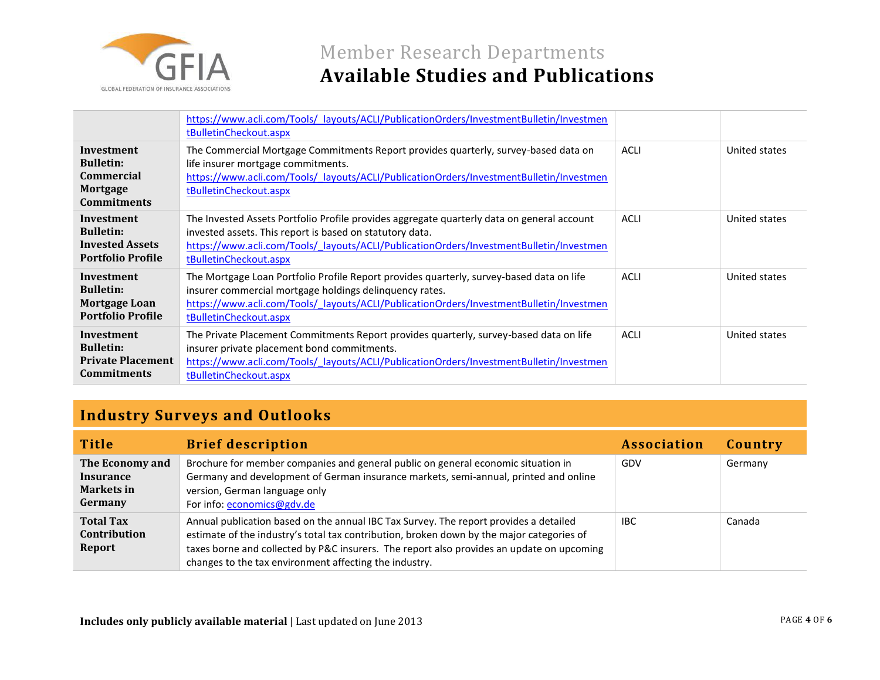| | | | |
|---|---|---|---|
| | https://www.acli.com/Tools/_layouts/ACLI/PublicationOrders/InvestmentBulletin/InvestmentBulletinCheckout.aspx | | |
| **Investment Bulletin: Commercial Mortgage Commitments** | The Commercial Mortgage Commitments Report provides quarterly, survey-based data on life insurer mortgage commitments. https://www.acli.com/Tools/_layouts/ACLI/PublicationOrders/InvestmentBulletin/InvestmentBulletinCheckout.aspx | ACLI | United states |
| **Investment Bulletin: Invested Assets Portfolio Profile** | The Invested Assets Portfolio Profile provides aggregate quarterly data on general account invested assets. This report is based on statutory data. https://www.acli.com/Tools/_layouts/ACLI/PublicationOrders/InvestmentBulletin/InvestmentBulletinCheckout.aspx | ACLI | United states |
| **Investment Bulletin: Mortgage Loan Portfolio Profile** | The Mortgage Loan Portfolio Profile Report provides quarterly, survey-based data on life insurer commercial mortgage holdings delinquency rates. https://www.acli.com/Tools/_layouts/ACLI/PublicationOrders/InvestmentBulletin/InvestmentBulletinCheckout.aspx | ACLI | United states |
| **Investment Bulletin: Private Placement Commitments** | The Private Placement Commitments Report provides quarterly, survey-based data on life insurer private placement bond commitments. https://www.acli.com/Tools/_layouts/ACLI/PublicationOrders/InvestmentBulletin/InvestmentBulletinCheckout.aspx | ACLI | United states |

## Industry Surveys and Outlooks

| Title | Brief description | Association | Country |
|---|---|---|---|
| **The Economy and Insurance Markets in Germany** | Brochure for member companies and general public on general economic situation in Germany and development of German insurance markets, semi-annual, printed and online version, German language only<br>For info: economics@gdv.de | GDV | Germany |
| **Total Tax Contribution Report** | Annual publication based on the annual IBC Tax Survey. The report provides a detailed estimate of the industry's total tax contribution, broken down by the major categories of taxes borne and collected by P&C insurers. The report also provides an update on upcoming changes to the tax environment affecting the industry. | IBC | Canada |

**Includes only publicly available material** | Last updated on June 2013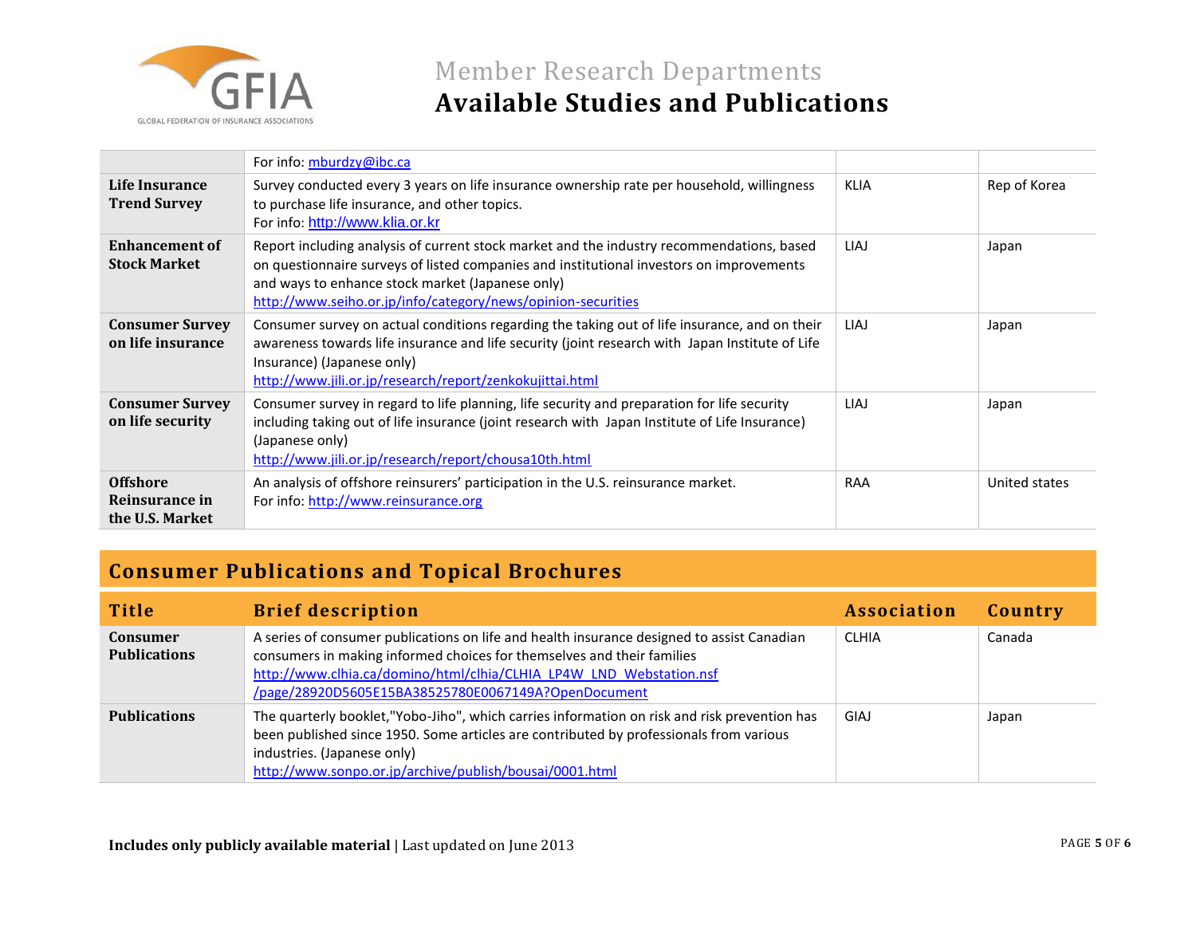| | | | |
|---|---|---|---|
| | For info: mburdzy@ibc.ca | | |
| **Life Insurance Trend Survey** | Survey conducted every 3 years on life insurance ownership rate per household, willingness to purchase life insurance, and other topics.<br>For info: http://www.klia.or.kr | KLIA | Rep of Korea |
| **Enhancement of Stock Market** | Report including analysis of current stock market and the industry recommendations, based on questionnaire surveys of listed companies and institutional investors on improvements and ways to enhance stock market (Japanese only)<br>http://www.seiho.or.jp/info/category/news/opinion-securities | LIAJ | Japan |
| **Consumer Survey on life insurance** | Consumer survey on actual conditions regarding the taking out of life insurance, and on their awareness towards life insurance and life security (joint research with Japan Institute of Life Insurance) (Japanese only)<br>http://www.jili.or.jp/research/report/zenkokujittai.html | LIAJ | Japan |
| **Consumer Survey on life security** | Consumer survey in regard to life planning, life security and preparation for life security including taking out of life insurance (joint research with Japan Institute of Life Insurance) (Japanese only)<br>http://www.jili.or.jp/research/report/chousa10th.html | LIAJ | Japan |
| **Offshore Reinsurance in the U.S. Market** | An analysis of offshore reinsurers' participation in the U.S. reinsurance market.<br>For info: http://www.reinsurance.org | RAA | United states |

## Consumer Publications and Topical Brochures

| Title | Brief description | Association | Country |
|---|---|---|---|
| **Consumer Publications** | A series of consumer publications on life and health insurance designed to assist Canadian consumers in making informed choices for themselves and their families<br>http://www.clhia.ca/domino/html/clhia/CLHIA_LP4W_LND_Webstation.nsf/page/28920D5605E15BA38525780E0067149A?OpenDocument | CLHIA | Canada |
| **Publications** | The quarterly booklet,"Yobo-Jiho", which carries information on risk and risk prevention has been published since 1950. Some articles are contributed by professionals from various industries. (Japanese only)<br>http://www.sonpo.or.jp/archive/publish/bousai/0001.html | GIAJ | Japan |

**Includes only publicly available material** | Last updated on June 2013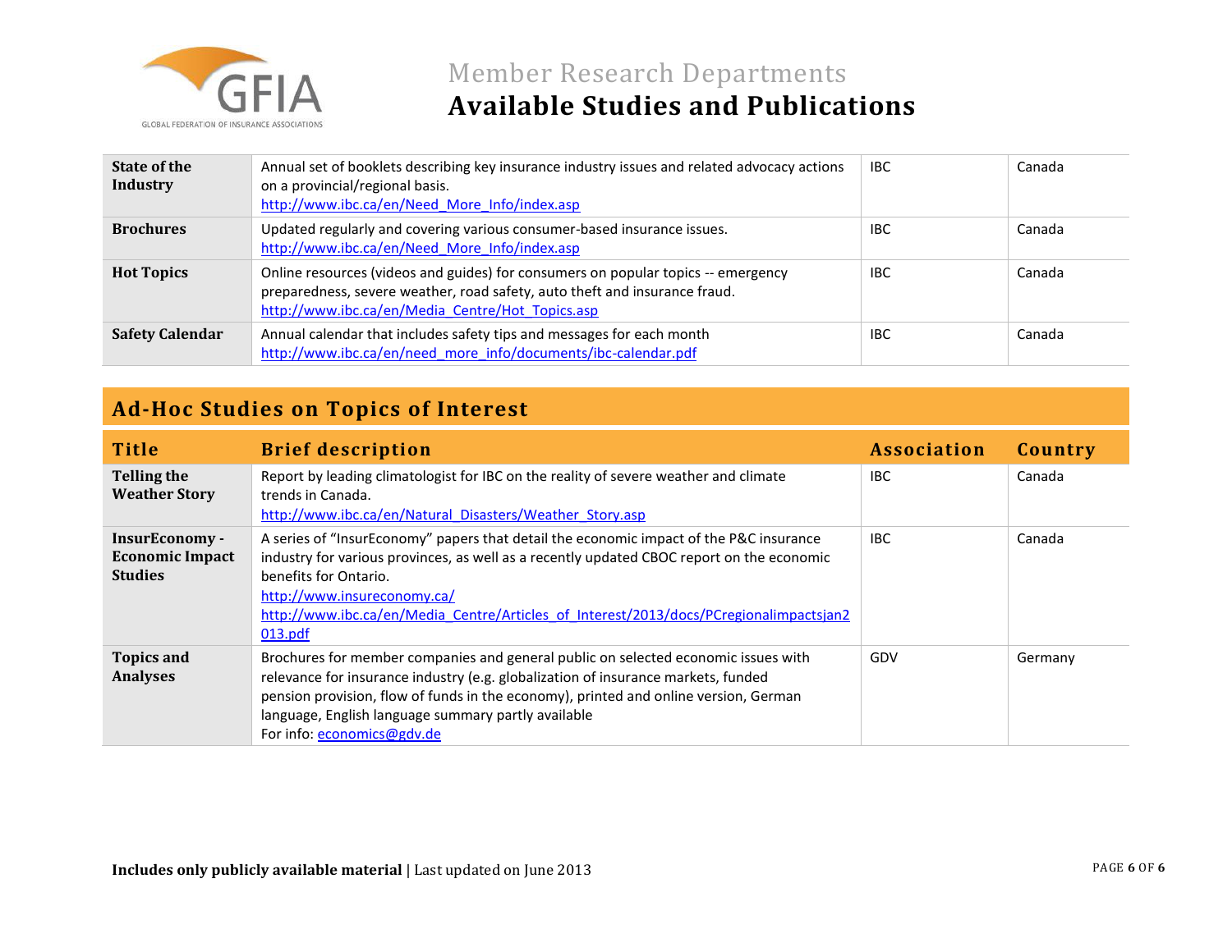| | | | |
|---|---|---|---|
| **State of the Industry** | Annual set of booklets describing key insurance industry issues and related advocacy actions on a provincial/regional basis. http://www.ibc.ca/en/Need_More_Info/index.asp | IBC | Canada |
| **Brochures** | Updated regularly and covering various consumer-based insurance issues. http://www.ibc.ca/en/Need_More_Info/index.asp | IBC | Canada |
| **Hot Topics** | Online resources (videos and guides) for consumers on popular topics -- emergency preparedness, severe weather, road safety, auto theft and insurance fraud. http://www.ibc.ca/en/Media_Centre/Hot_Topics.asp | IBC | Canada |
| **Safety Calendar** | Annual calendar that includes safety tips and messages for each month http://www.ibc.ca/en/need_more_info/documents/ibc-calendar.pdf | IBC | Canada |

## Ad-Hoc Studies on Topics of Interest

| Title | Brief description | Association | Country |
|---|---|---|---|
| **Telling the Weather Story** | Report by leading climatologist for IBC on the reality of severe weather and climate trends in Canada. http://www.ibc.ca/en/Natural_Disasters/Weather_Story.asp | IBC | Canada |
| **InsurEconomy - Economic Impact Studies** | A series of "InsurEconomy" papers that detail the economic impact of the P&C insurance industry for various provinces, as well as a recently updated CBOC report on the economic benefits for Ontario. http://www.insureconomy.ca/ http://www.ibc.ca/en/Media_Centre/Articles_of_Interest/2013/docs/PCregionalimpactsjan2013.pdf | IBC | Canada |
| **Topics and Analyses** | Brochures for member companies and general public on selected economic issues with relevance for insurance industry (e.g. globalization of insurance markets, funded pension provision, flow of funds in the economy), printed and online version, German language, English language summary partly available For info: economics@gdv.de | GDV | Germany |

**Includes only publicly available material** | Last updated on June 2013